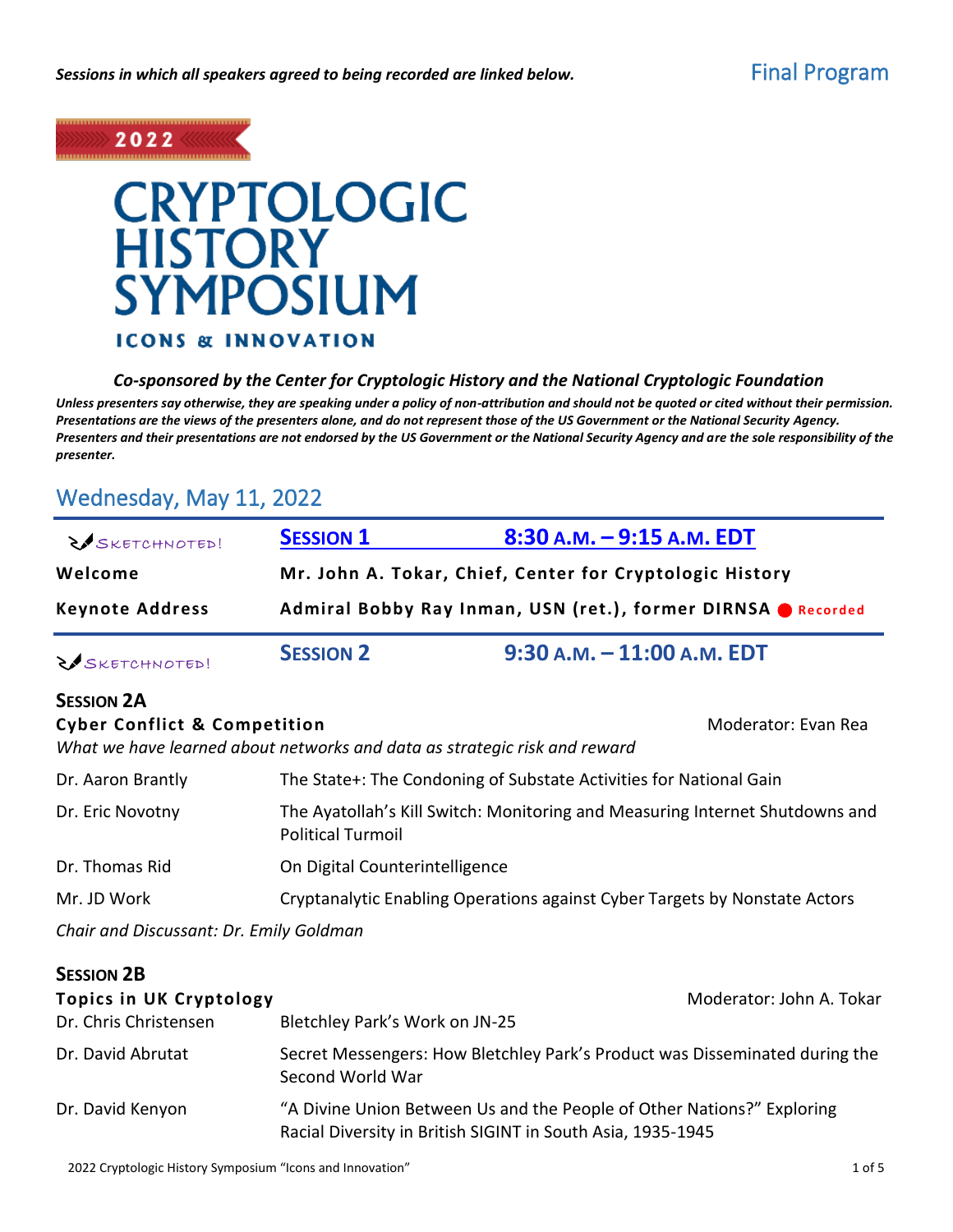*Sessions in which all speakers agreed to being recorded are linked below.*

Final Program

2022

# CRYPTOLOGIC HISTORY SYMPOSIUM

## ICONS & INNOVATION

***Co-sponsored by the Center for Cryptologic History and the National Cryptologic Foundation***

***Unless presenters say otherwise, they are speaking under a policy of non-attribution and should not be quoted or cited without their permission. Presentations are the views of the presenters alone, and do not represent those of the US Government or the National Security Agency. Presenters and their presentations are not endorsed by the US Government or the National Security Agency and are the sole responsibility of the presenter.***

## Wednesday, May 11, 2022

SKETCHNOTED!

### SESSION 1 — 8:30 A.M. – 9:15 A.M. EDT

| | |
|---|---|
| **Welcome** | **Mr. John A. Tokar, Chief, Center for Cryptologic History** |
| **Keynote Address** | **Admiral Bobby Ray Inman, USN (ret.), former DIRNSA** ● Recorded |

SKETCHNOTED!

### SESSION 2 — 9:30 A.M. – 11:00 A.M. EDT

#### SESSION 2A

**Cyber Conflict & Competition** — Moderator: Evan Rea

*What we have learned about networks and data as strategic risk and reward*

| | |
|---|---|
| Dr. Aaron Brantly | The State+: The Condoning of Substate Activities for National Gain |
| Dr. Eric Novotny | The Ayatollah's Kill Switch: Monitoring and Measuring Internet Shutdowns and Political Turmoil |
| Dr. Thomas Rid | On Digital Counterintelligence |
| Mr. JD Work | Cryptanalytic Enabling Operations against Cyber Targets by Nonstate Actors |

*Chair and Discussant: Dr. Emily Goldman*

#### SESSION 2B

**Topics in UK Cryptology** — Moderator: John A. Tokar

| | |
|---|---|
| Dr. Chris Christensen | Bletchley Park's Work on JN-25 |
| Dr. David Abrutat | Secret Messengers: How Bletchley Park's Product was Disseminated during the Second World War |
| Dr. David Kenyon | "A Divine Union Between Us and the People of Other Nations?" Exploring Racial Diversity in British SIGINT in South Asia, 1935-1945 |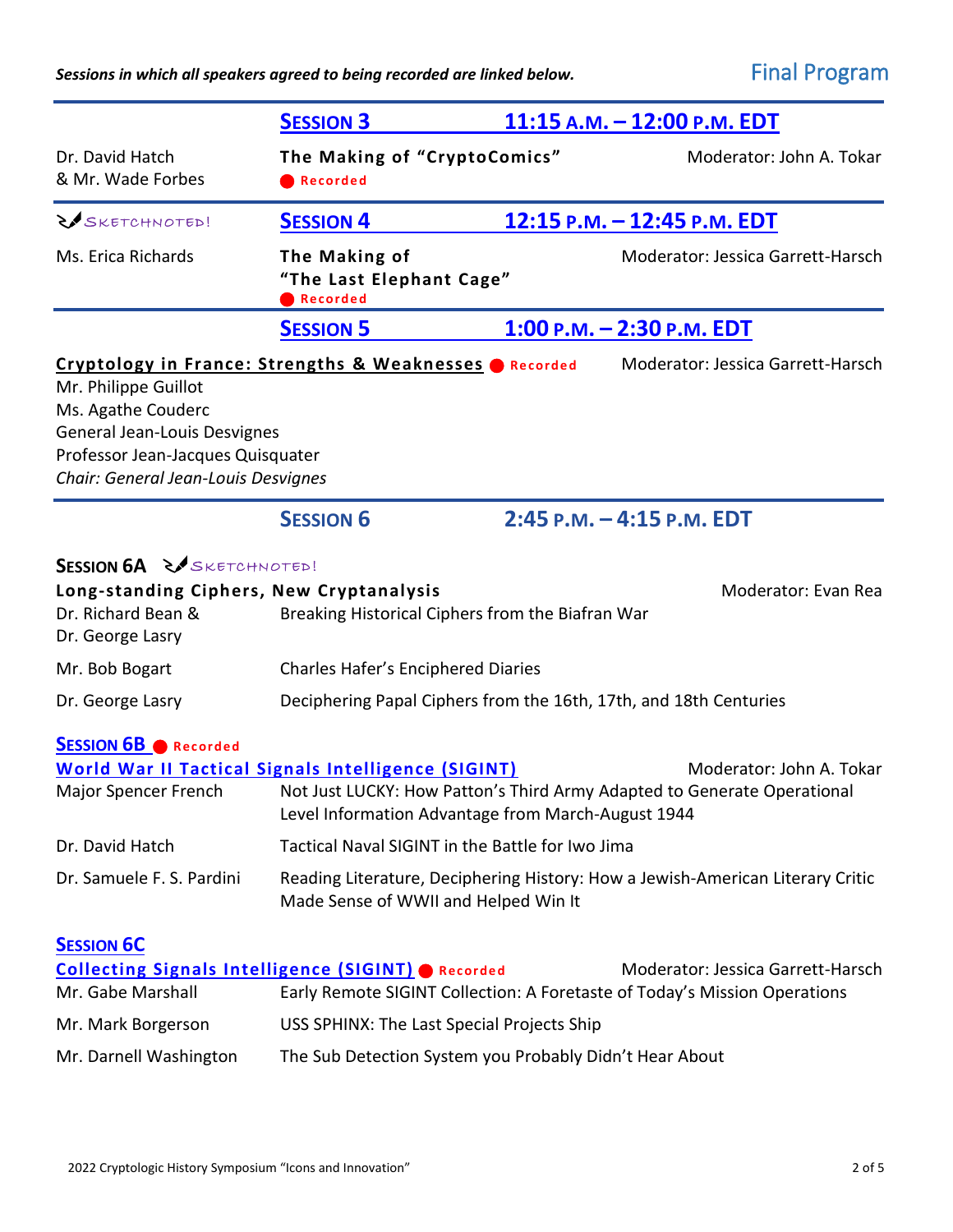*Sessions in which all speakers agreed to being recorded are linked below.*

Final Program

## SESSION 3 — 11:15 A.M. – 12:00 P.M. EDT

Dr. David Hatch & Mr. Wade Forbes

**The Making of "CryptoComics"** ● Recorded

Moderator: John A. Tokar

## SESSION 4 — 12:15 P.M. – 12:45 P.M. EDT

SKETCHNOTED!

Ms. Erica Richards

**The Making of "The Last Elephant Cage"** ● Recorded

Moderator: Jessica Garrett-Harsch

## SESSION 5 — 1:00 P.M. – 2:30 P.M. EDT

**Cryptology in France: Strengths & Weaknesses** ● Recorded

Moderator: Jessica Garrett-Harsch

Mr. Philippe Guillot
Ms. Agathe Couderc
General Jean-Louis Desvignes
Professor Jean-Jacques Quisquater
*Chair: General Jean-Louis Desvignes*

## SESSION 6 — 2:45 P.M. – 4:15 P.M. EDT

### SESSION 6A SKETCHNOTED!

**Long-standing Ciphers, New Cryptanalysis**

Moderator: Evan Rea

| Speaker | Title |
|---|---|
| Dr. Richard Bean & Dr. George Lasry | Breaking Historical Ciphers from the Biafran War |
| Mr. Bob Bogart | Charles Hafer's Enciphered Diaries |
| Dr. George Lasry | Deciphering Papal Ciphers from the 16th, 17th, and 18th Centuries |

### SESSION 6B ● Recorded

**World War II Tactical Signals Intelligence (SIGINT)**

Moderator: John A. Tokar

| Speaker | Title |
|---|---|
| Major Spencer French | Not Just LUCKY: How Patton's Third Army Adapted to Generate Operational Level Information Advantage from March-August 1944 |
| Dr. David Hatch | Tactical Naval SIGINT in the Battle for Iwo Jima |
| Dr. Samuele F. S. Pardini | Reading Literature, Deciphering History: How a Jewish-American Literary Critic Made Sense of WWII and Helped Win It |

### SESSION 6C

**Collecting Signals Intelligence (SIGINT)** ● Recorded

Moderator: Jessica Garrett-Harsch

| Speaker | Title |
|---|---|
| Mr. Gabe Marshall | Early Remote SIGINT Collection: A Foretaste of Today's Mission Operations |
| Mr. Mark Borgerson | USS SPHINX: The Last Special Projects Ship |
| Mr. Darnell Washington | The Sub Detection System you Probably Didn't Hear About |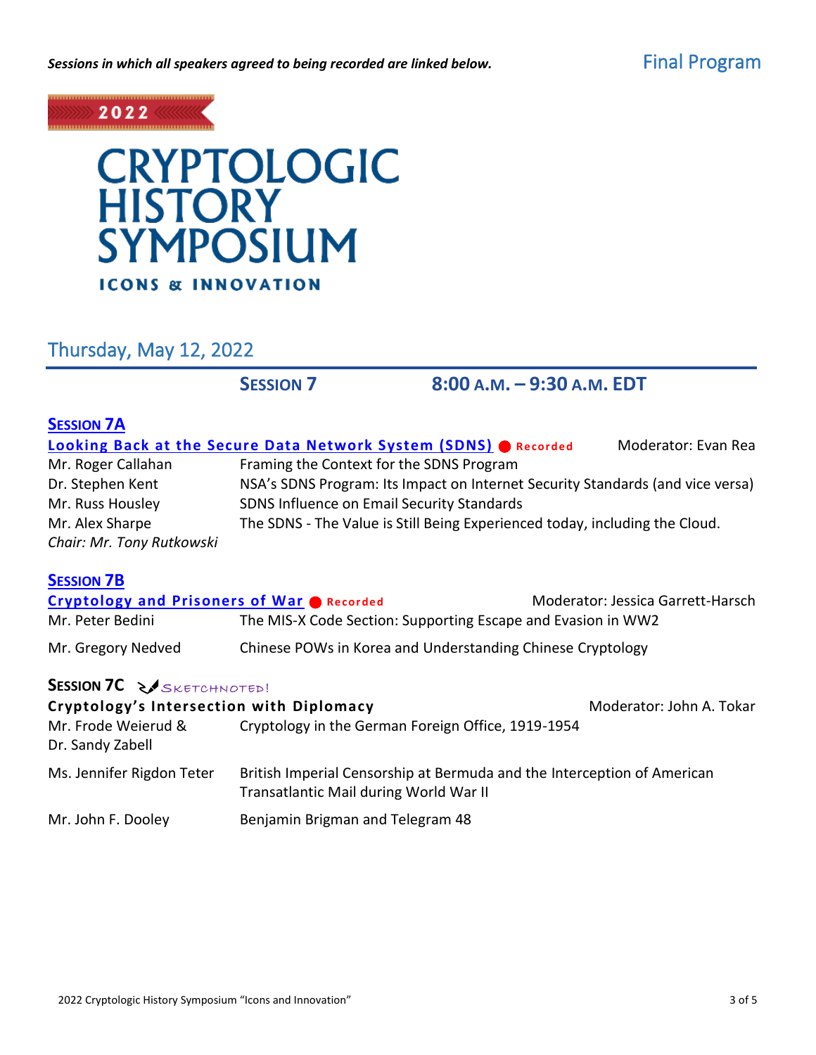*Sessions in which all speakers agreed to being recorded are linked below.*

Final Program

2022

# CRYPTOLOGIC HISTORY SYMPOSIUM

**ICONS & INNOVATION**

## Thursday, May 12, 2022

### SESSION 7 — 8:00 A.M. – 9:30 A.M. EDT

### SESSION 7A

**Looking Back at the Secure Data Network System (SDNS)** ● Recorded — Moderator: Evan Rea

| | |
|---|---|
| Mr. Roger Callahan | Framing the Context for the SDNS Program |
| Dr. Stephen Kent | NSA's SDNS Program: Its Impact on Internet Security Standards (and vice versa) |
| Mr. Russ Housley | SDNS Influence on Email Security Standards |
| Mr. Alex Sharpe | The SDNS - The Value is Still Being Experienced today, including the Cloud. |
| *Chair: Mr. Tony Rutkowski* | |

### SESSION 7B

**Cryptology and Prisoners of War** ● Recorded — Moderator: Jessica Garrett-Harsch

| | |
|---|---|
| Mr. Peter Bedini | The MIS-X Code Section: Supporting Escape and Evasion in WW2 |
| Mr. Gregory Nedved | Chinese POWs in Korea and Understanding Chinese Cryptology |

### SESSION 7C — SKETCHNOTED!

**Cryptology's Intersection with Diplomacy** — Moderator: John A. Tokar

| | |
|---|---|
| Mr. Frode Weierud & Dr. Sandy Zabell | Cryptology in the German Foreign Office, 1919-1954 |
| Ms. Jennifer Rigdon Teter | British Imperial Censorship at Bermuda and the Interception of American Transatlantic Mail during World War II |
| Mr. John F. Dooley | Benjamin Brigman and Telegram 48 |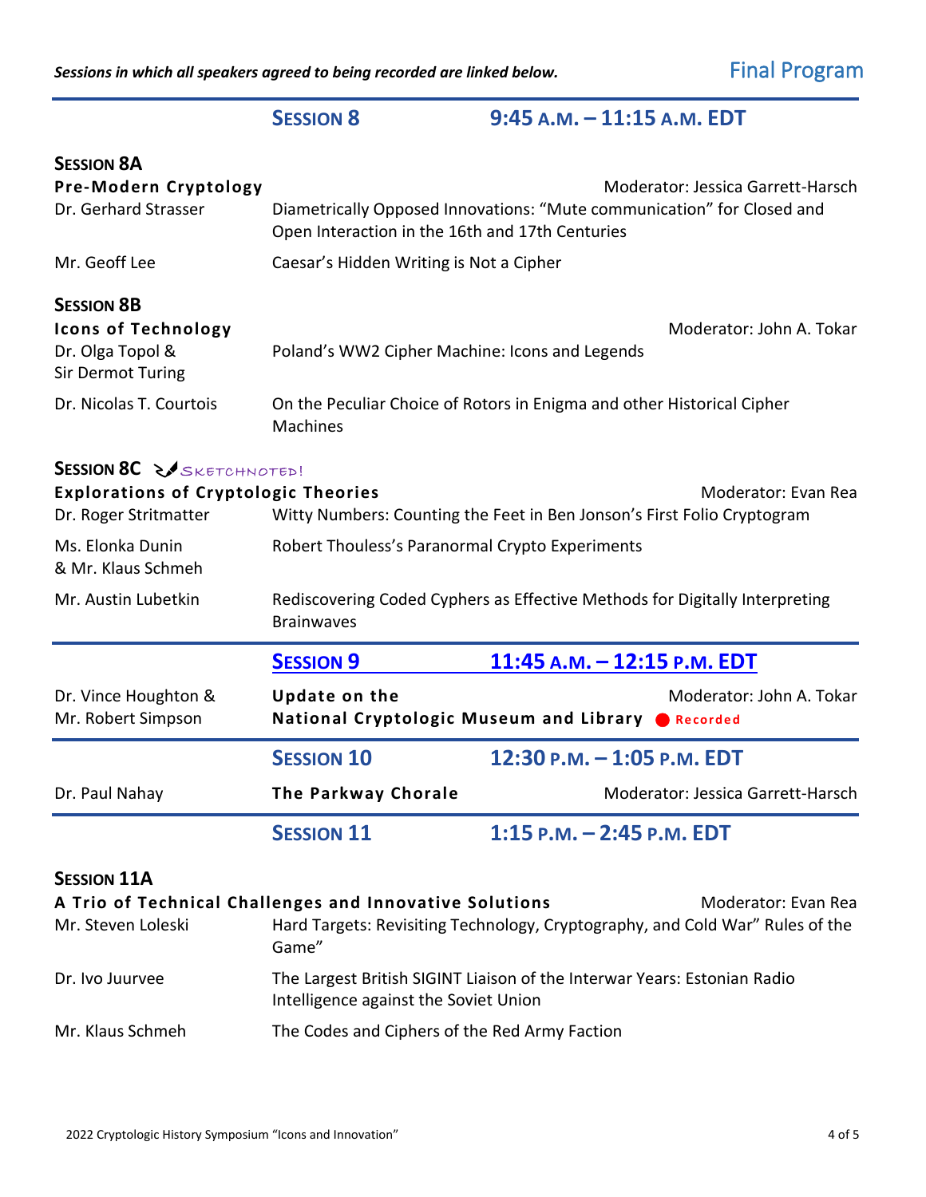*Sessions in which all speakers agreed to being recorded are linked below.*

Final Program

## SESSION 8 — 9:45 A.M. – 11:15 A.M. EDT

### SESSION 8A

**Pre-Modern Cryptology** — Moderator: Jessica Garrett-Harsch

| Speaker | Title |
|---|---|
| Dr. Gerhard Strasser | Diametrically Opposed Innovations: "Mute communication" for Closed and Open Interaction in the 16th and 17th Centuries |
| Mr. Geoff Lee | Caesar's Hidden Writing is Not a Cipher |

### SESSION 8B

**Icons of Technology** — Moderator: John A. Tokar

| Speaker | Title |
|---|---|
| Dr. Olga Topol & Sir Dermot Turing | Poland's WW2 Cipher Machine: Icons and Legends |
| Dr. Nicolas T. Courtois | On the Peculiar Choice of Rotors in Enigma and other Historical Cipher Machines |

### SESSION 8C SKETCHNOTED!

**Explorations of Cryptologic Theories** — Moderator: Evan Rea

| Speaker | Title |
|---|---|
| Dr. Roger Stritmatter | Witty Numbers: Counting the Feet in Ben Jonson's First Folio Cryptogram |
| Ms. Elonka Dunin & Mr. Klaus Schmeh | Robert Thouless's Paranormal Crypto Experiments |
| Mr. Austin Lubetkin | Rediscovering Coded Cyphers as Effective Methods for Digitally Interpreting Brainwaves |

## SESSION 9 — 11:45 A.M. – 12:15 P.M. EDT

| Speaker | Title |
|---|---|
| Dr. Vince Houghton & Mr. Robert Simpson | **Update on the National Cryptologic Museum and Library** (Recorded) — Moderator: John A. Tokar |

## SESSION 10 — 12:30 P.M. – 1:05 P.M. EDT

| Speaker | Title |
|---|---|
| Dr. Paul Nahay | **The Parkway Chorale** — Moderator: Jessica Garrett-Harsch |

## SESSION 11 — 1:15 P.M. – 2:45 P.M. EDT

### SESSION 11A

**A Trio of Technical Challenges and Innovative Solutions** — Moderator: Evan Rea

| Speaker | Title |
|---|---|
| Mr. Steven Loleski | Hard Targets: Revisiting Technology, Cryptography, and Cold War" Rules of the Game" |
| Dr. Ivo Juurvee | The Largest British SIGINT Liaison of the Interwar Years: Estonian Radio Intelligence against the Soviet Union |
| Mr. Klaus Schmeh | The Codes and Ciphers of the Red Army Faction |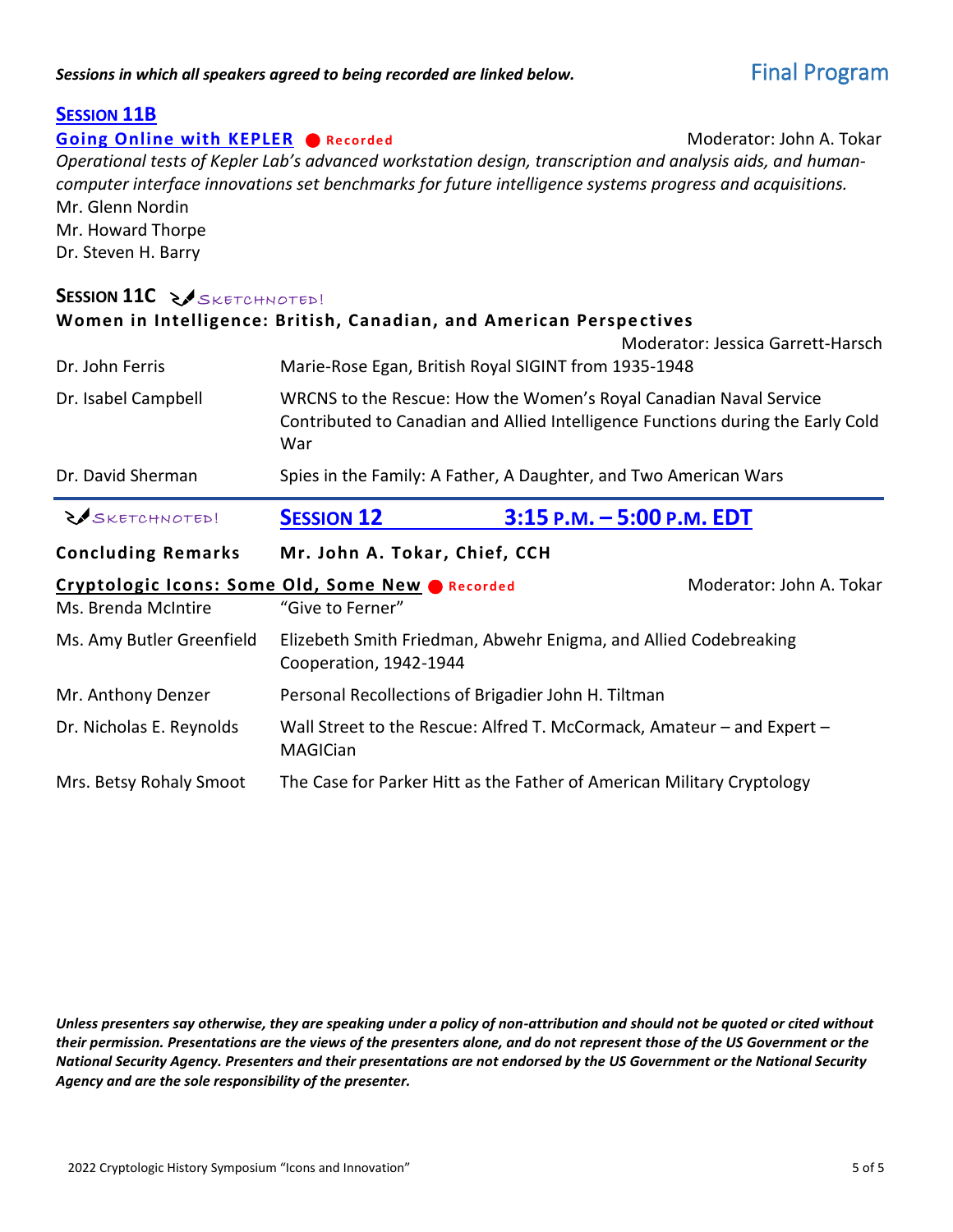*Sessions in which all speakers agreed to being recorded are linked below.*

Final Program

## Session 11B

### Going Online with KEPLER ● Recorded

Moderator: John A. Tokar

*Operational tests of Kepler Lab's advanced workstation design, transcription and analysis aids, and human-computer interface innovations set benchmarks for future intelligence systems progress and acquisitions.*

Mr. Glenn Nordin
Mr. Howard Thorpe
Dr. Steven H. Barry

## Session 11C SKETCHNOTED!

### Women in Intelligence: British, Canadian, and American Perspectives

Moderator: Jessica Garrett-Harsch

| | |
|---|---|
| Dr. John Ferris | Marie-Rose Egan, British Royal SIGINT from 1935-1948 |
| Dr. Isabel Campbell | WRCNS to the Rescue: How the Women's Royal Canadian Naval Service Contributed to Canadian and Allied Intelligence Functions during the Early Cold War |
| Dr. David Sherman | Spies in the Family: A Father, A Daughter, and Two American Wars |

## Session 12 — 3:15 p.m. – 5:00 p.m. EDT

SKETCHNOTED!

**Concluding Remarks** — **Mr. John A. Tokar, Chief, CCH**

### Cryptologic Icons: Some Old, Some New ● Recorded

Moderator: John A. Tokar

| | |
|---|---|
| Ms. Brenda McIntire | "Give to Ferner" |
| Ms. Amy Butler Greenfield | Elizebeth Smith Friedman, Abwehr Enigma, and Allied Codebreaking Cooperation, 1942-1944 |
| Mr. Anthony Denzer | Personal Recollections of Brigadier John H. Tiltman |
| Dr. Nicholas E. Reynolds | Wall Street to the Rescue: Alfred T. McCormack, Amateur – and Expert – MAGICian |
| Mrs. Betsy Rohaly Smoot | The Case for Parker Hitt as the Father of American Military Cryptology |

***Unless presenters say otherwise, they are speaking under a policy of non-attribution and should not be quoted or cited without their permission. Presentations are the views of the presenters alone, and do not represent those of the US Government or the National Security Agency. Presenters and their presentations are not endorsed by the US Government or the National Security Agency and are the sole responsibility of the presenter.***